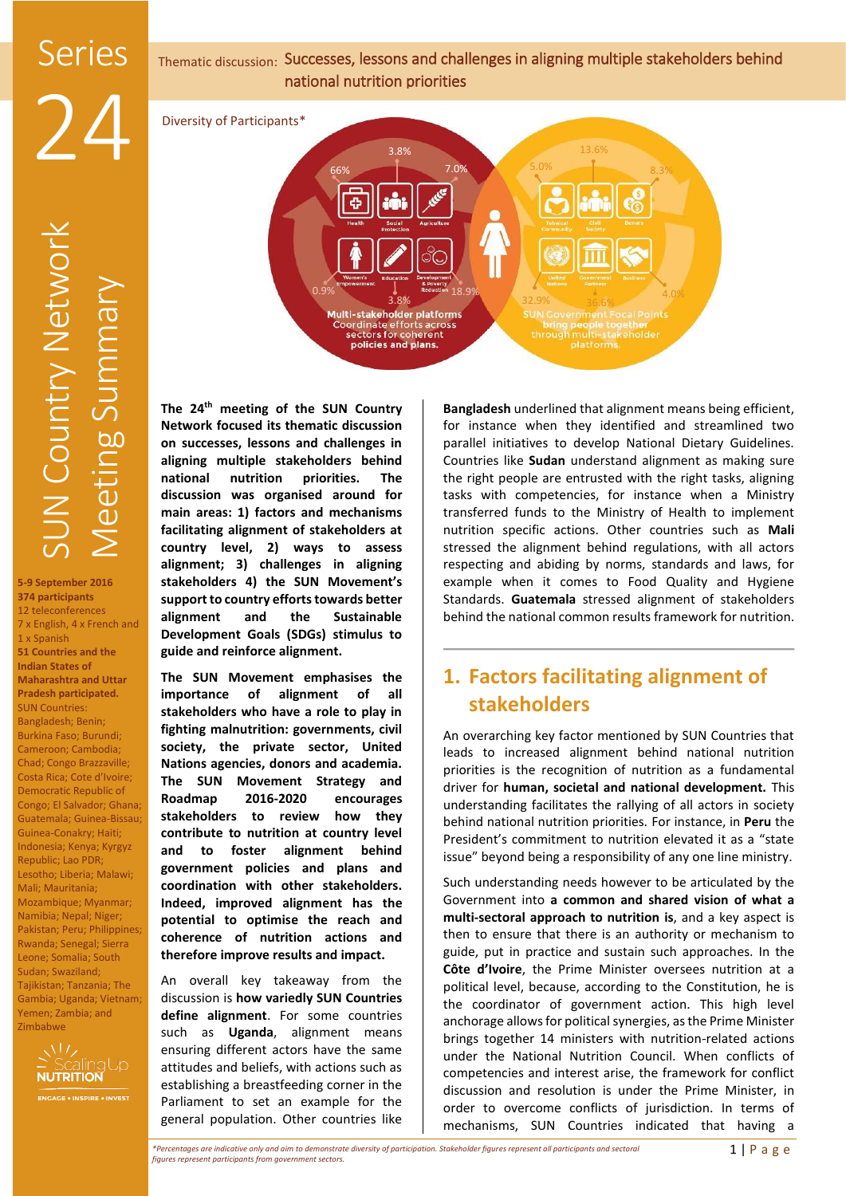# Series 24

# SUN Country Network Meeting Summary

**5-9 September 2016**
**374 participants**
12 teleconferences
7 x English, 4 x French and 1 x Spanish
**51 Countries and the Indian States of Maharashtra and Uttar Pradesh participated.**
SUN Countries: Bangladesh; Benin; Burkina Faso; Burundi; Cameroon; Cambodia; Chad; Congo Brazzaville; Costa Rica; Cote d'Ivoire; Democratic Republic of Congo; El Salvador; Ghana; Guatemala; Guinea-Bissau; Guinea-Conakry; Haiti; Indonesia; Kenya; Kyrgyz Republic; Lao PDR; Lesotho; Liberia; Malawi; Mali; Mauritania; Mozambique; Myanmar; Namibia; Nepal; Niger; Pakistan; Peru; Philippines; Rwanda; Senegal; Sierra Leone; Somalia; South Sudan; Swaziland; Tajikistan; Tanzania; The Gambia; Uganda; Vietnam; Yemen; Zambia; and Zimbabwe

Thematic discussion: Successes, lessons and challenges in aligning multiple stakeholders behind national nutrition priorities

Diversity of Participants*

Multi-stakeholder platforms: Coordinate efforts across sectors for coherent policies and plans. — Health 66%; Social Protection 3.8%; Agriculture 7.0%; Women's Empowerment 0.9%; Education 3.8%; Development & Poverty Reduction 18.9%

SUN Government Focal Points bring people together through multi-stakeholder platforms. — Technical Community 5.0%; Civil Society 13.6%; Donors 8.3%; United Nations 32.9%; Government Partners 36.6%; Business 4.0%

**The 24th meeting of the SUN Country Network focused its thematic discussion on successes, lessons and challenges in aligning multiple stakeholders behind national nutrition priorities. The discussion was organised around four main areas: 1) factors and mechanisms facilitating alignment of stakeholders at country level, 2) ways to assess alignment; 3) challenges in aligning stakeholders 4) the SUN Movement's support to country efforts towards better alignment and the Sustainable Development Goals (SDGs) stimulus to guide and reinforce alignment.**

**The SUN Movement emphasises the importance of alignment of all stakeholders who have a role to play in fighting malnutrition: governments, civil society, the private sector, United Nations agencies, donors and academia. The SUN Movement Strategy and Roadmap 2016-2020 encourages stakeholders to review how they contribute to nutrition at country level and to foster alignment behind government policies and plans and coordination with other stakeholders. Indeed, improved alignment has the potential to optimise the reach and coherence of nutrition actions and therefore improve results and impact.**

An overall key takeaway from the discussion is **how variedly SUN Countries define alignment**. For some countries such as **Uganda**, alignment means ensuring different actors have the same attitudes and beliefs, with actions such as establishing a breastfeeding corner in the Parliament to set an example for the general population. Other countries like **Bangladesh** underlined that alignment means being efficient, for instance when they identified and streamlined two parallel initiatives to develop National Dietary Guidelines. Countries like **Sudan** understand alignment as making sure the right people are entrusted with the right tasks, aligning tasks with competencies, for instance when a Ministry transferred funds to the Ministry of Health to implement nutrition specific actions. Other countries such as **Mali** stressed the alignment behind regulations, with all actors respecting and abiding by norms, standards and laws, for example when it comes to Food Quality and Hygiene Standards. **Guatemala** stressed alignment of stakeholders behind the national common results framework for nutrition.

## 1. Factors facilitating alignment of stakeholders

An overarching key factor mentioned by SUN Countries that leads to increased alignment behind national nutrition priorities is the recognition of nutrition as a fundamental driver for **human, societal and national development.** This understanding facilitates the rallying of all actors in society behind national nutrition priorities. For instance, in **Peru** the President's commitment to nutrition elevated it as a "state issue" beyond being a responsibility of any one line ministry.

Such understanding needs however to be articulated by the Government into **a common and shared vision of what a multi-sectoral approach to nutrition is**, and a key aspect is then to ensure that there is an authority or mechanism to guide, put in practice and sustain such approaches. In the **Côte d'Ivoire**, the Prime Minister oversees nutrition at a political level, because, according to the Constitution, he is the coordinator of government action. This high level anchorage allows for political synergies, as the Prime Minister brings together 14 ministers with nutrition-related actions under the National Nutrition Council. When conflicts of competencies and interest arise, the framework for conflict discussion and resolution is under the Prime Minister, in order to overcome conflicts of jurisdiction. In terms of mechanisms, SUN Countries indicated that having a

*Percentages are indicative only and aim to demonstrate diversity of participation. Stakeholder figures represent all participants and sectoral figures represent participants from government sectors.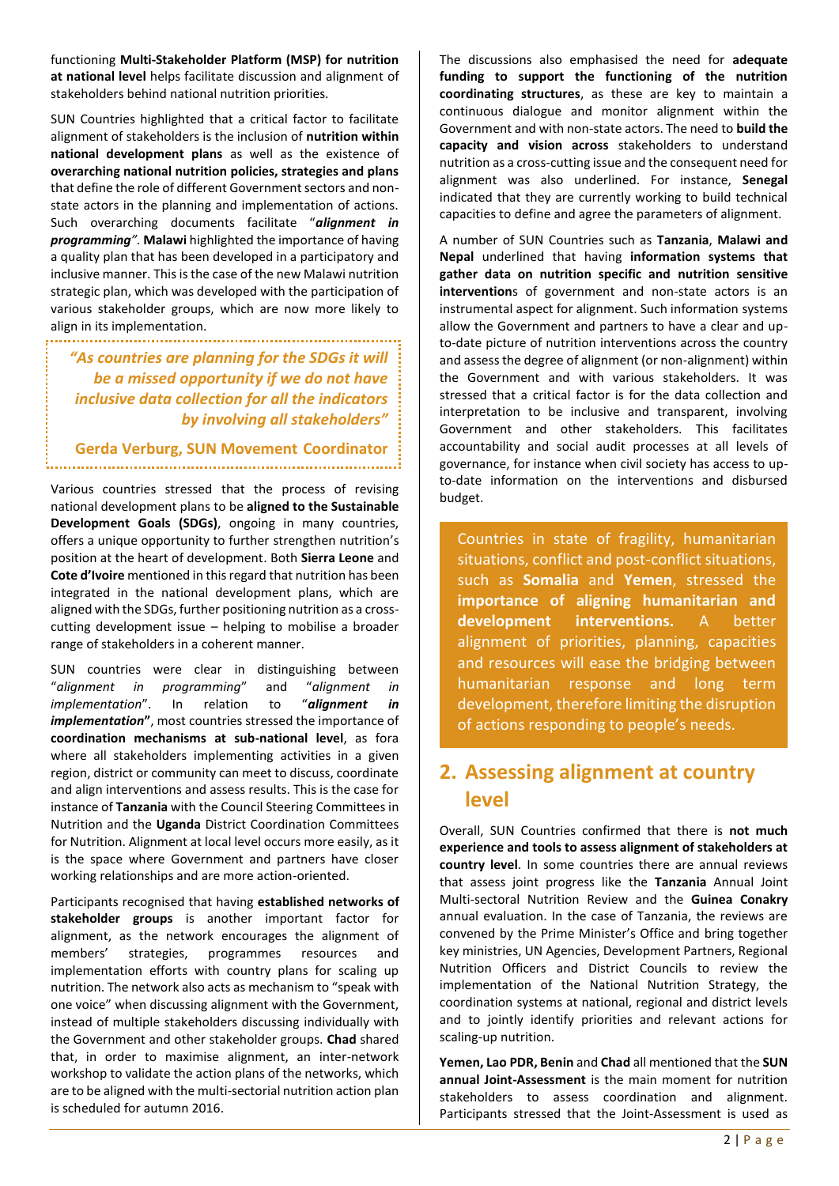functioning **Multi-Stakeholder Platform (MSP) for nutrition at national level** helps facilitate discussion and alignment of stakeholders behind national nutrition priorities.

SUN Countries highlighted that a critical factor to facilitate alignment of stakeholders is the inclusion of **nutrition within national development plans** as well as the existence of **overarching national nutrition policies, strategies and plans** that define the role of different Government sectors and non-state actors in the planning and implementation of actions. Such overarching documents facilitate "***alignment in programming***". **Malawi** highlighted the importance of having a quality plan that has been developed in a participatory and inclusive manner. This is the case of the new Malawi nutrition strategic plan, which was developed with the participation of various stakeholder groups, which are now more likely to align in its implementation.

> ***"As countries are planning for the SDGs it will be a missed opportunity if we do not have inclusive data collection for all the indicators by involving all stakeholders"***
>
> **Gerda Verburg, SUN Movement Coordinator**

Various countries stressed that the process of revising national development plans to be **aligned to the Sustainable Development Goals (SDGs)**, ongoing in many countries, offers a unique opportunity to further strengthen nutrition's position at the heart of development. Both **Sierra Leone** and **Cote d'Ivoire** mentioned in this regard that nutrition has been integrated in the national development plans, which are aligned with the SDGs, further positioning nutrition as a cross-cutting development issue – helping to mobilise a broader range of stakeholders in a coherent manner.

SUN countries were clear in distinguishing between "*alignment in programming*" and "*alignment in implementation*". In relation to "***alignment in implementation***", most countries stressed the importance of **coordination mechanisms at sub-national level**, as fora where all stakeholders implementing activities in a given region, district or community can meet to discuss, coordinate and align interventions and assess results. This is the case for instance of **Tanzania** with the Council Steering Committees in Nutrition and the **Uganda** District Coordination Committees for Nutrition. Alignment at local level occurs more easily, as it is the space where Government and partners have closer working relationships and are more action-oriented.

Participants recognised that having **established networks of stakeholder groups** is another important factor for alignment, as the network encourages the alignment of members' strategies, programmes resources and implementation efforts with country plans for scaling up nutrition. The network also acts as mechanism to "speak with one voice" when discussing alignment with the Government, instead of multiple stakeholders discussing individually with the Government and other stakeholder groups. **Chad** shared that, in order to maximise alignment, an inter-network workshop to validate the action plans of the networks, which are to be aligned with the multi-sectorial nutrition action plan is scheduled for autumn 2016.

The discussions also emphasised the need for **adequate funding to support the functioning of the nutrition coordinating structures**, as these are key to maintain a continuous dialogue and monitor alignment within the Government and with non-state actors. The need to **build the capacity and vision across** stakeholders to understand nutrition as a cross-cutting issue and the consequent need for alignment was also underlined. For instance, **Senegal** indicated that they are currently working to build technical capacities to define and agree the parameters of alignment.

A number of SUN Countries such as **Tanzania**, **Malawi and Nepal** underlined that having **information systems that gather data on nutrition specific and nutrition sensitive interventions** of government and non-state actors is an instrumental aspect for alignment. Such information systems allow the Government and partners to have a clear and up-to-date picture of nutrition interventions across the country and assess the degree of alignment (or non-alignment) within the Government and with various stakeholders. It was stressed that a critical factor is for the data collection and interpretation to be inclusive and transparent, involving Government and other stakeholders. This facilitates accountability and social audit processes at all levels of governance, for instance when civil society has access to up-to-date information on the interventions and disbursed budget.

> Countries in state of fragility, humanitarian situations, conflict and post-conflict situations, such as **Somalia** and **Yemen**, stressed the **importance of aligning humanitarian and development interventions.** A better alignment of priorities, planning, capacities and resources will ease the bridging between humanitarian response and long term development, therefore limiting the disruption of actions responding to people's needs.

## 2. Assessing alignment at country level

Overall, SUN Countries confirmed that there is **not much experience and tools to assess alignment of stakeholders at country level**. In some countries there are annual reviews that assess joint progress like the **Tanzania** Annual Joint Multi-sectoral Nutrition Review and the **Guinea Conakry** annual evaluation. In the case of Tanzania, the reviews are convened by the Prime Minister's Office and bring together key ministries, UN Agencies, Development Partners, Regional Nutrition Officers and District Councils to review the implementation of the National Nutrition Strategy, the coordination systems at national, regional and district levels and to jointly identify priorities and relevant actions for scaling-up nutrition.

**Yemen, Lao PDR, Benin** and **Chad** all mentioned that the **SUN annual Joint-Assessment** is the main moment for nutrition stakeholders to assess coordination and alignment. Participants stressed that the Joint-Assessment is used as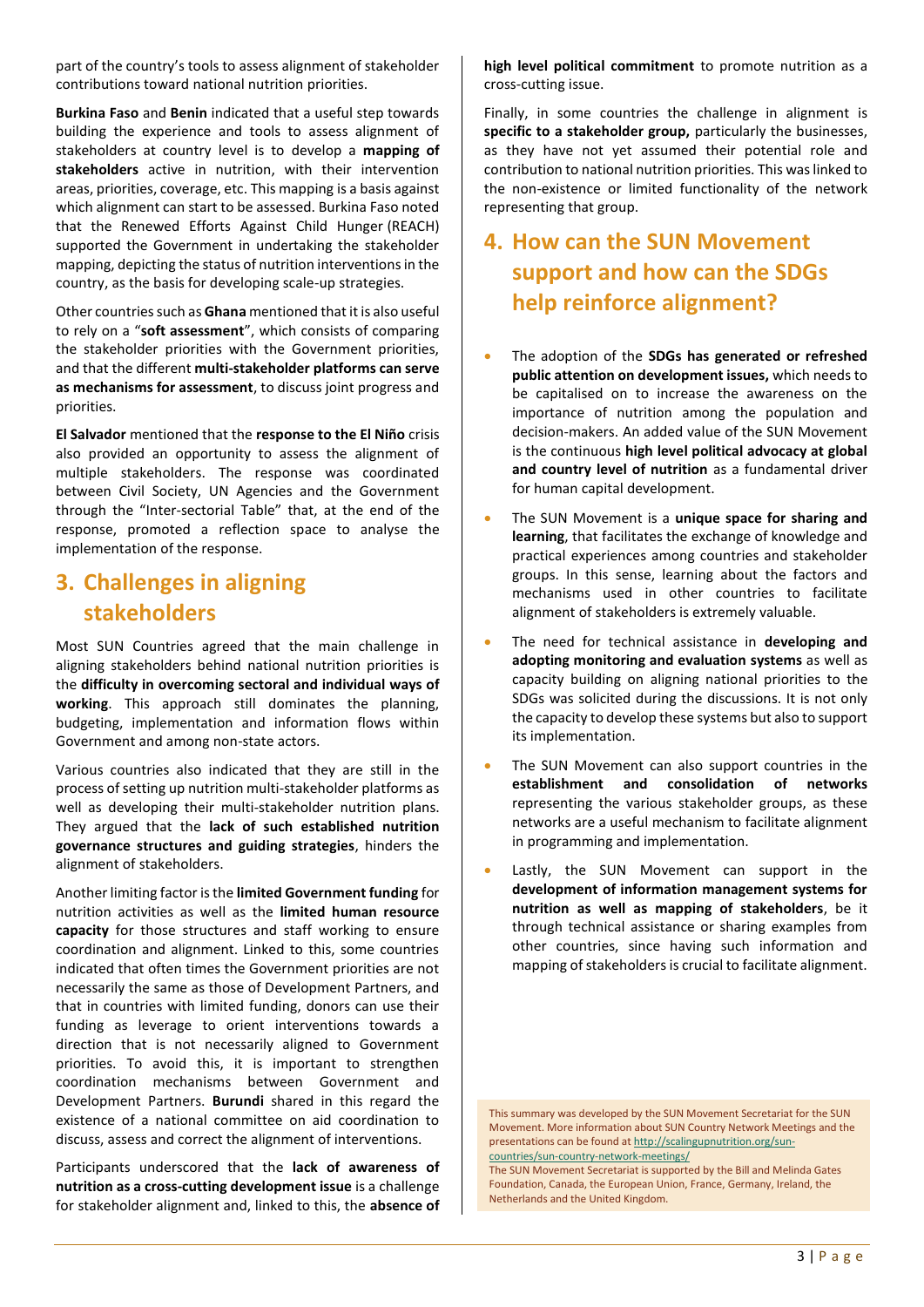part of the country's tools to assess alignment of stakeholder contributions toward national nutrition priorities.

**Burkina Faso** and **Benin** indicated that a useful step towards building the experience and tools to assess alignment of stakeholders at country level is to develop a **mapping of stakeholders** active in nutrition, with their intervention areas, priorities, coverage, etc. This mapping is a basis against which alignment can start to be assessed. Burkina Faso noted that the Renewed Efforts Against Child Hunger (REACH) supported the Government in undertaking the stakeholder mapping, depicting the status of nutrition interventions in the country, as the basis for developing scale-up strategies.

Other countries such as **Ghana** mentioned that it is also useful to rely on a "**soft assessment**", which consists of comparing the stakeholder priorities with the Government priorities, and that the different **multi-stakeholder platforms can serve as mechanisms for assessment**, to discuss joint progress and priorities.

**El Salvador** mentioned that the **response to the El Niño** crisis also provided an opportunity to assess the alignment of multiple stakeholders. The response was coordinated between Civil Society, UN Agencies and the Government through the "Inter-sectorial Table" that, at the end of the response, promoted a reflection space to analyse the implementation of the response.

## 3. Challenges in aligning stakeholders

Most SUN Countries agreed that the main challenge in aligning stakeholders behind national nutrition priorities is the **difficulty in overcoming sectoral and individual ways of working**. This approach still dominates the planning, budgeting, implementation and information flows within Government and among non-state actors.

Various countries also indicated that they are still in the process of setting up nutrition multi-stakeholder platforms as well as developing their multi-stakeholder nutrition plans. They argued that the **lack of such established nutrition governance structures and guiding strategies**, hinders the alignment of stakeholders.

Another limiting factor is the **limited Government funding** for nutrition activities as well as the **limited human resource capacity** for those structures and staff working to ensure coordination and alignment. Linked to this, some countries indicated that often times the Government priorities are not necessarily the same as those of Development Partners, and that in countries with limited funding, donors can use their funding as leverage to orient interventions towards a direction that is not necessarily aligned to Government priorities. To avoid this, it is important to strengthen coordination mechanisms between Government and Development Partners. **Burundi** shared in this regard the existence of a national committee on aid coordination to discuss, assess and correct the alignment of interventions.

Participants underscored that the **lack of awareness of nutrition as a cross-cutting development issue** is a challenge for stakeholder alignment and, linked to this, the **absence of high level political commitment** to promote nutrition as a cross-cutting issue.

Finally, in some countries the challenge in alignment is **specific to a stakeholder group,** particularly the businesses, as they have not yet assumed their potential role and contribution to national nutrition priorities. This was linked to the non-existence or limited functionality of the network representing that group.

## 4. How can the SUN Movement support and how can the SDGs help reinforce alignment?

- The adoption of the **SDGs has generated or refreshed public attention on development issues,** which needs to be capitalised on to increase the awareness on the importance of nutrition among the population and decision-makers. An added value of the SUN Movement is the continuous **high level political advocacy at global and country level of nutrition** as a fundamental driver for human capital development.
- The SUN Movement is a **unique space for sharing and learning**, that facilitates the exchange of knowledge and practical experiences among countries and stakeholder groups. In this sense, learning about the factors and mechanisms used in other countries to facilitate alignment of stakeholders is extremely valuable.
- The need for technical assistance in **developing and adopting monitoring and evaluation systems** as well as capacity building on aligning national priorities to the SDGs was solicited during the discussions. It is not only the capacity to develop these systems but also to support its implementation.
- The SUN Movement can also support countries in the **establishment and consolidation of networks** representing the various stakeholder groups, as these networks are a useful mechanism to facilitate alignment in programming and implementation.
- Lastly, the SUN Movement can support in the **development of information management systems for nutrition as well as mapping of stakeholders**, be it through technical assistance or sharing examples from other countries, since having such information and mapping of stakeholders is crucial to facilitate alignment.

This summary was developed by the SUN Movement Secretariat for the SUN Movement. More information about SUN Country Network Meetings and the presentations can be found at http://scalingupnutrition.org/sun-countries/sun-country-network-meetings/
The SUN Movement Secretariat is supported by the Bill and Melinda Gates Foundation, Canada, the European Union, France, Germany, Ireland, the Netherlands and the United Kingdom.